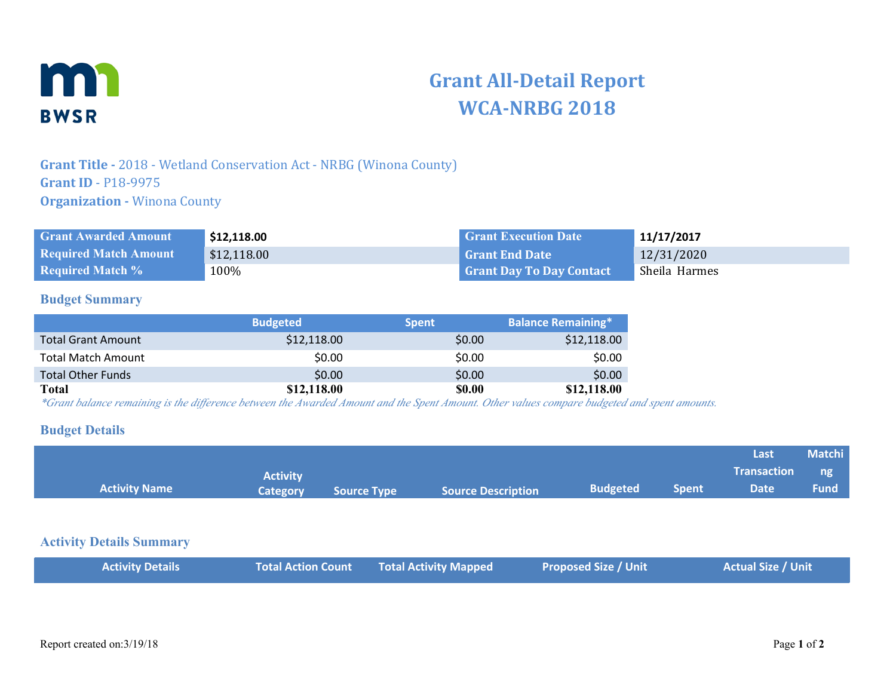BWSR

# Grant All-Detail Report
# WCA-NRBG 2018

**Grant Title -** 2018 - Wetland Conservation Act - NRBG (Winona County)
**Grant ID** - P18-9975
**Organization -** Winona County

| | | | |
|---|---|---|---|
| **Grant Awarded Amount** | **$12,118.00** | **Grant Execution Date** | **11/17/2017** |
| **Required Match Amount** | $12,118.00 | **Grant End Date** | 12/31/2020 |
| **Required Match %** | 100% | **Grant Day To Day Contact** | Sheila Harmes |

## Budget Summary

| | Budgeted | Spent | Balance Remaining* |
|---|---|---|---|
| Total Grant Amount | $12,118.00 | $0.00 | $12,118.00 |
| Total Match Amount | $0.00 | $0.00 | $0.00 |
| Total Other Funds | $0.00 | $0.00 | $0.00 |
| **Total** | **$12,118.00** | **$0.00** | **$12,118.00** |

*\*Grant balance remaining is the difference between the Awarded Amount and the Spent Amount. Other values compare budgeted and spent amounts.*

## Budget Details

| Activity Name | Activity Category | Source Type | Source Description | Budgeted | Spent | Last Transaction Date | Matching Fund |
|---|---|---|---|---|---|---|---|

## Activity Details Summary

| Activity Details | Total Action Count | Total Activity Mapped | Proposed Size / Unit | Actual Size / Unit |
|---|---|---|---|---|

Report created on:3/19/18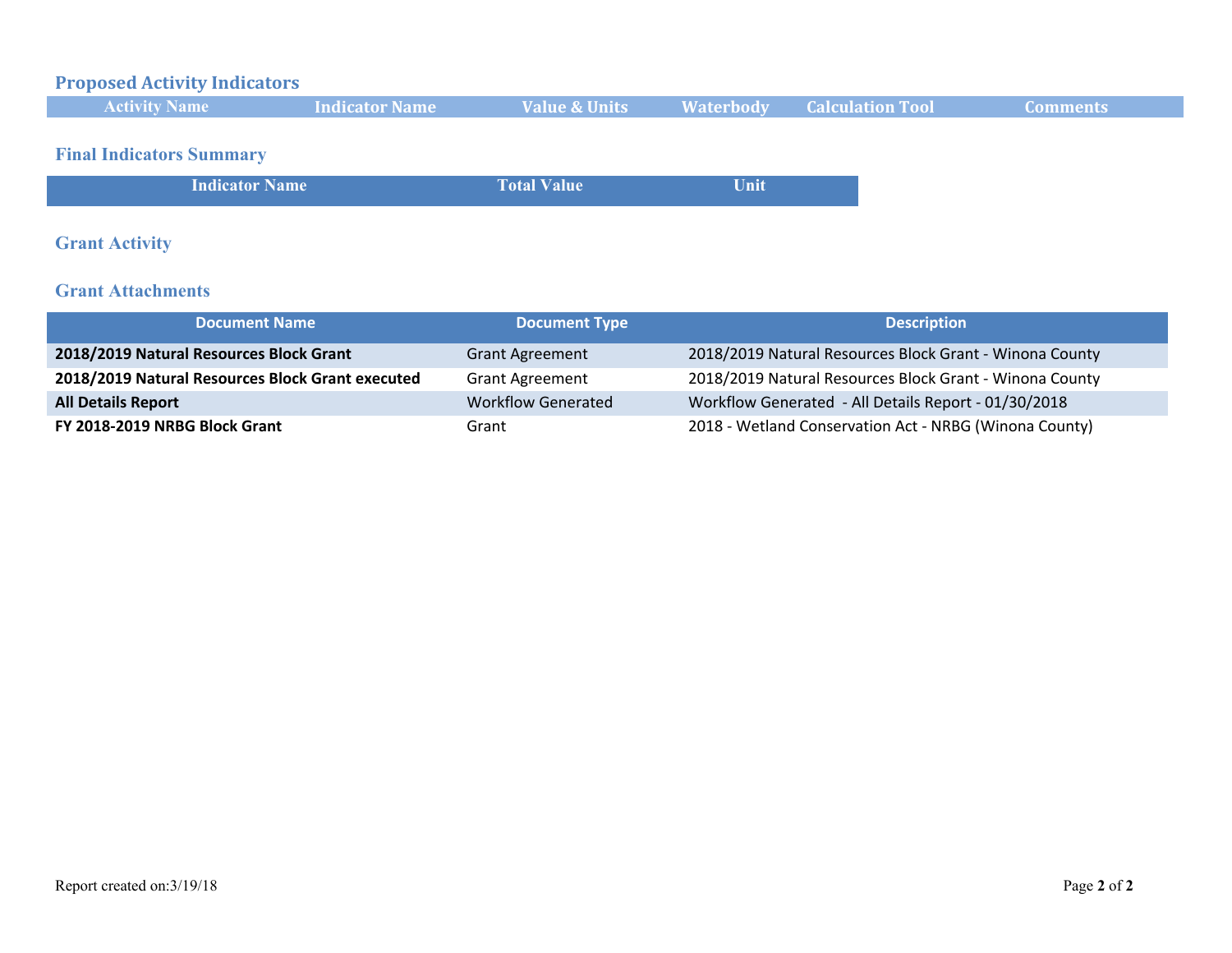## Proposed Activity Indicators

| Activity Name | Indicator Name | Value & Units | Waterbody | Calculation Tool | Comments |
|---|---|---|---|---|---|

## Final Indicators Summary

| Indicator Name | Total Value | Unit |
|---|---|---|

## Grant Activity

## Grant Attachments

| Document Name | Document Type | Description |
|---|---|---|
| **2018/2019 Natural Resources Block Grant** | Grant Agreement | 2018/2019 Natural Resources Block Grant - Winona County |
| **2018/2019 Natural Resources Block Grant executed** | Grant Agreement | 2018/2019 Natural Resources Block Grant - Winona County |
| **All Details Report** | Workflow Generated | Workflow Generated - All Details Report - 01/30/2018 |
| **FY 2018-2019 NRBG Block Grant** | Grant | 2018 - Wetland Conservation Act - NRBG (Winona County) |

Report created on:3/19/18